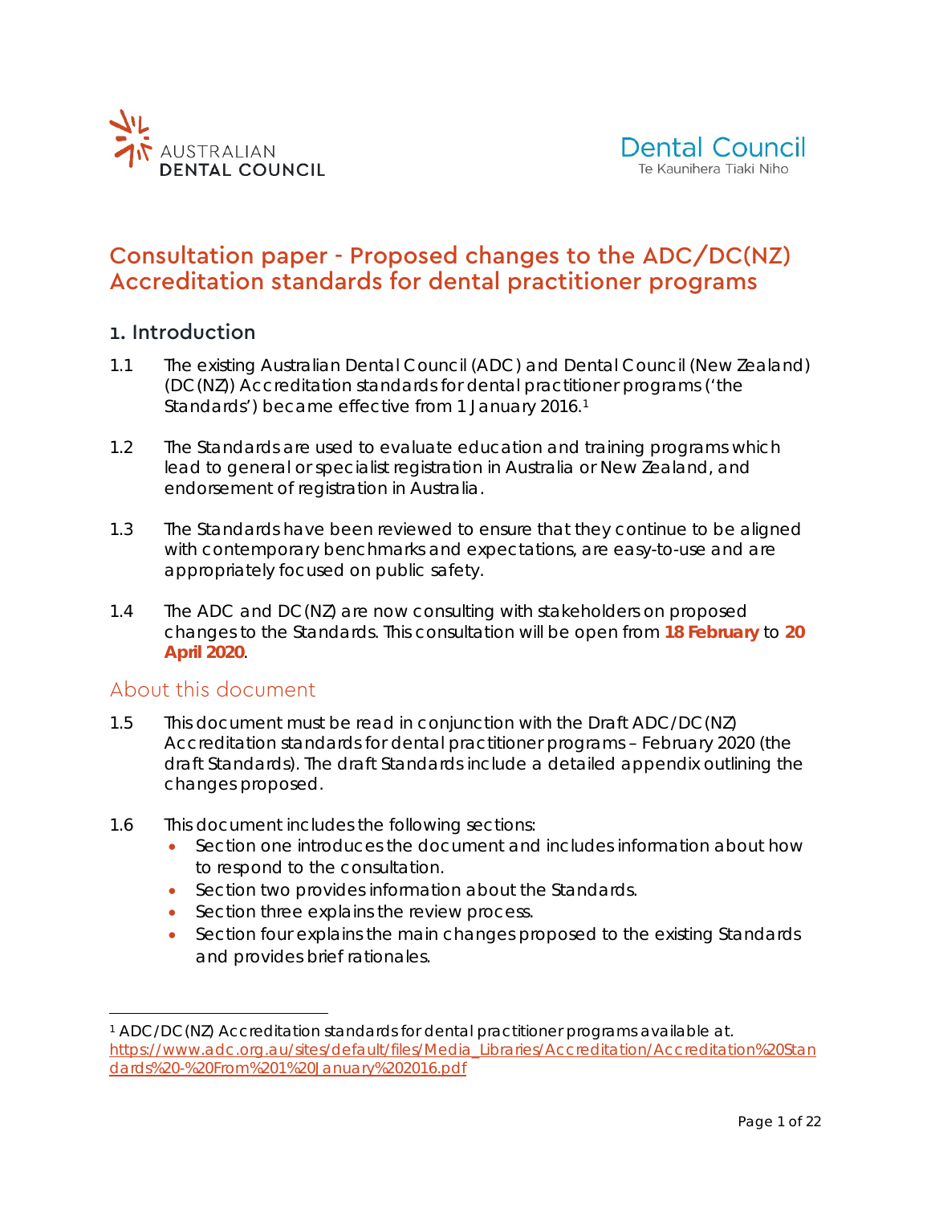AUSTRALIAN DENTAL COUNCIL

Dental Council
Te Kaunihera Tiaki Niho

# Consultation paper - Proposed changes to the ADC/DC(NZ) Accreditation standards for dental practitioner programs

## 1. Introduction

1.1 The existing Australian Dental Council (ADC) and Dental Council (New Zealand) (DC(NZ)) Accreditation standards for dental practitioner programs ('the Standards') became effective from 1 January 2016.[1]

1.2 The Standards are used to evaluate education and training programs which lead to general or specialist registration in Australia or New Zealand, and endorsement of registration in Australia.

1.3 The Standards have been reviewed to ensure that they continue to be aligned with contemporary benchmarks and expectations, are easy-to-use and are appropriately focused on public safety.

1.4 The ADC and DC(NZ) are now consulting with stakeholders on proposed changes to the Standards. This consultation will be open from **18 February** to **20 April 2020**.

### About this document

1.5 This document must be read in conjunction with the Draft ADC/DC(NZ) Accreditation standards for dental practitioner programs – February 2020 (the draft Standards). The draft Standards include a detailed appendix outlining the changes proposed.

1.6 This document includes the following sections:

- Section one introduces the document and includes information about how to respond to the consultation.
- Section two provides information about the Standards.
- Section three explains the review process.
- Section four explains the main changes proposed to the existing Standards and provides brief rationales.

---

[1] ADC/DC(NZ) Accreditation standards for dental practitioner programs available at. https://www.adc.org.au/sites/default/files/Media_Libraries/Accreditation/Accreditation%20Standards%20-%20From%201%20January%202016.pdf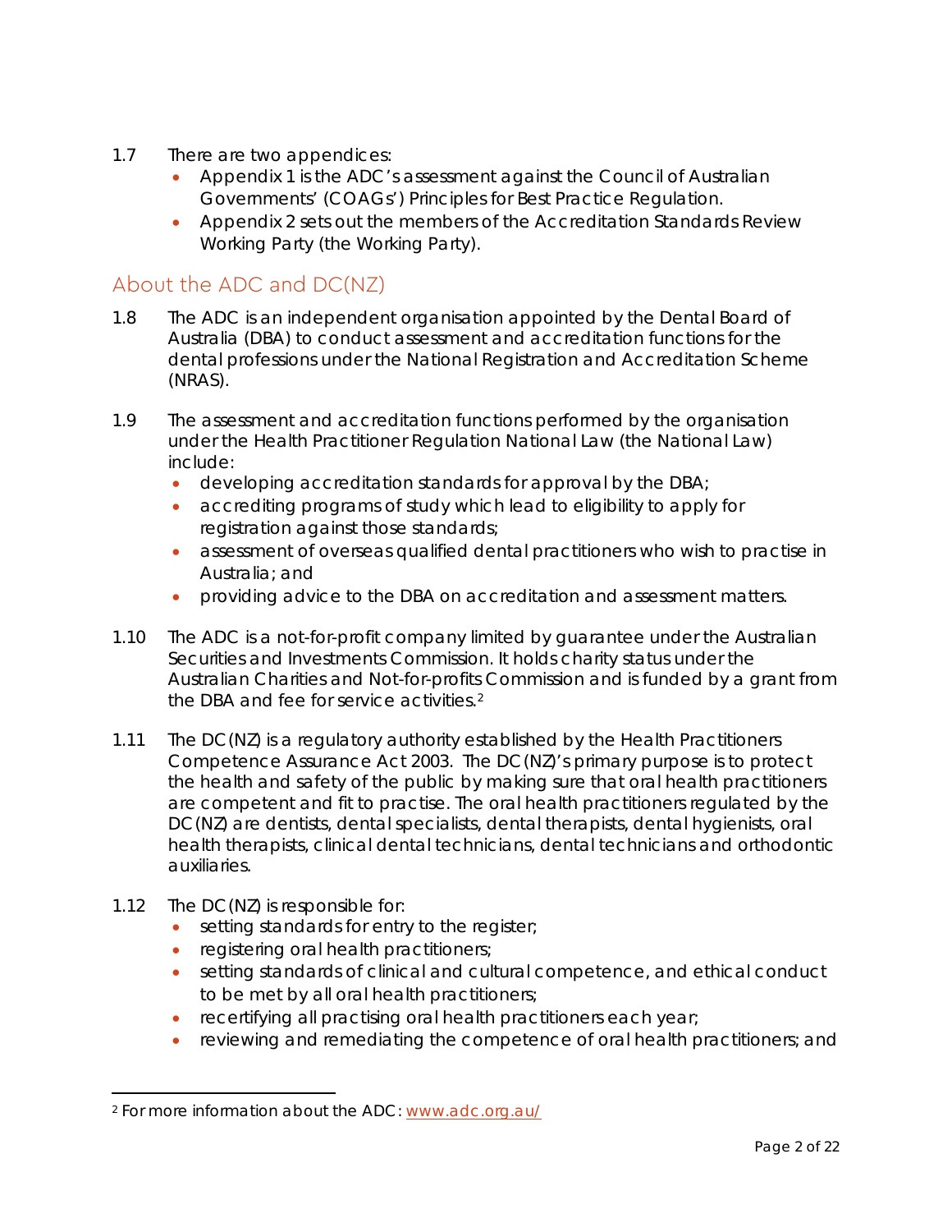1.7 There are two appendices:

- Appendix 1 is the ADC's assessment against the Council of Australian Governments' (COAGs') Principles for Best Practice Regulation.
- Appendix 2 sets out the members of the Accreditation Standards Review Working Party (the Working Party).

## About the ADC and DC(NZ)

1.8 The ADC is an independent organisation appointed by the Dental Board of Australia (DBA) to conduct assessment and accreditation functions for the dental professions under the National Registration and Accreditation Scheme (NRAS).

1.9 The assessment and accreditation functions performed by the organisation under the Health Practitioner Regulation National Law (the National Law) include:

- developing accreditation standards for approval by the DBA;
- accrediting programs of study which lead to eligibility to apply for registration against those standards;
- assessment of overseas qualified dental practitioners who wish to practise in Australia; and
- providing advice to the DBA on accreditation and assessment matters.

1.10 The ADC is a not-for-profit company limited by guarantee under the Australian Securities and Investments Commission. It holds charity status under the Australian Charities and Not-for-profits Commission and is funded by a grant from the DBA and fee for service activities.[2]

1.11 The DC(NZ) is a regulatory authority established by the Health Practitioners Competence Assurance Act 2003. The DC(NZ)'s primary purpose is to protect the health and safety of the public by making sure that oral health practitioners are competent and fit to practise. The oral health practitioners regulated by the DC(NZ) are dentists, dental specialists, dental therapists, dental hygienists, oral health therapists, clinical dental technicians, dental technicians and orthodontic auxiliaries.

1.12 The DC(NZ) is responsible for:

- setting standards for entry to the register;
- registering oral health practitioners;
- setting standards of clinical and cultural competence, and ethical conduct to be met by all oral health practitioners;
- recertifying all practising oral health practitioners each year;
- reviewing and remediating the competence of oral health practitioners; and

---

[2] For more information about the ADC: www.adc.org.au/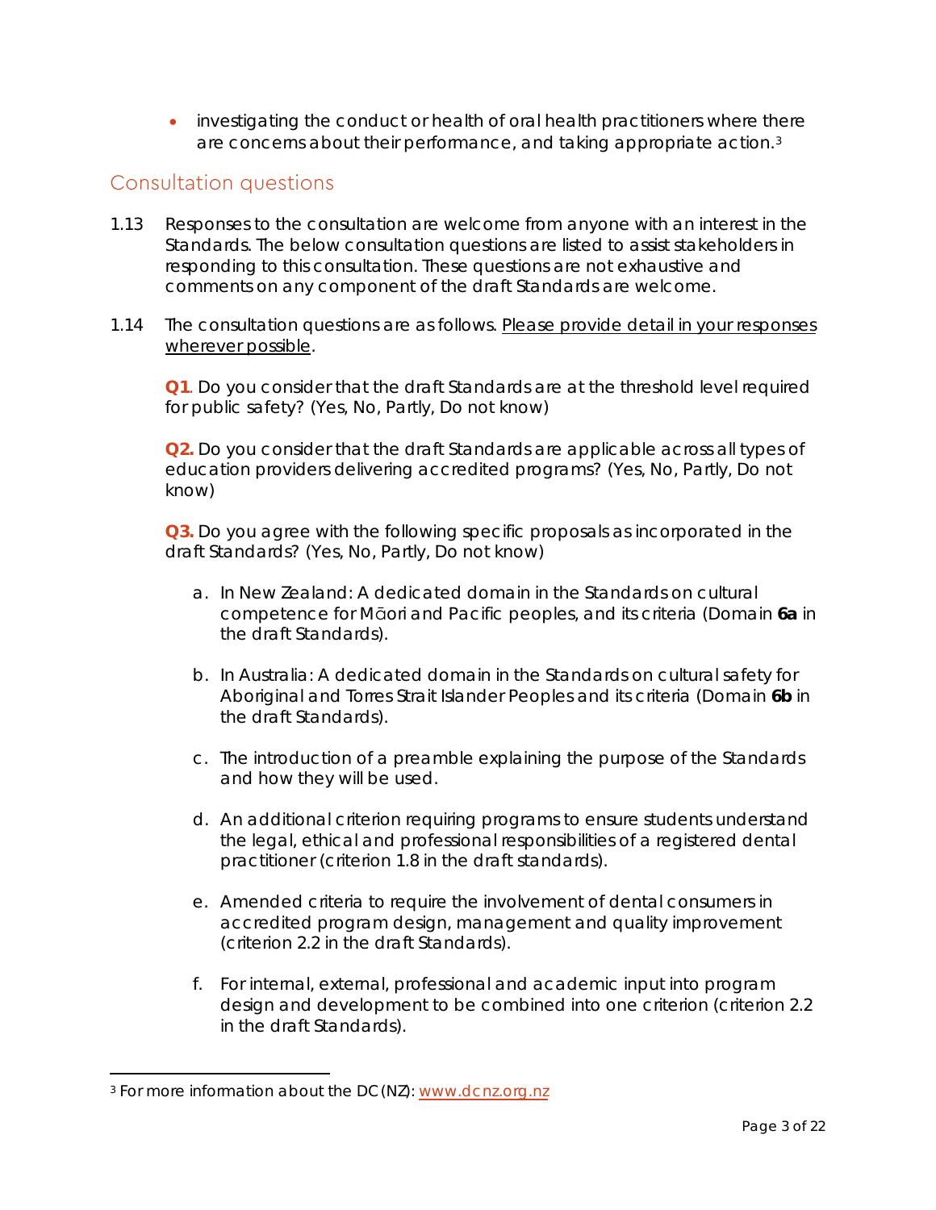- investigating the conduct or health of oral health practitioners where there are concerns about their performance, and taking appropriate action.[3]

## Consultation questions

1.13 Responses to the consultation are welcome from anyone with an interest in the Standards. The below consultation questions are listed to assist stakeholders in responding to this consultation. These questions are not exhaustive and comments on any component of the draft Standards are welcome.

1.14 The consultation questions are as follows. Please provide detail in your responses wherever possible.

**Q1**. Do you consider that the draft Standards are at the threshold level required for public safety? (Yes, No, Partly, Do not know)

**Q2.** Do you consider that the draft Standards are applicable across all types of education providers delivering accredited programs? (Yes, No, Partly, Do not know)

**Q3.** Do you agree with the following specific proposals as incorporated in the draft Standards? (Yes, No, Partly, Do not know)

a. In New Zealand: A dedicated domain in the Standards on cultural competence for Māori and Pacific peoples, and its criteria (Domain **6a** in the draft Standards).

b. In Australia: A dedicated domain in the Standards on cultural safety for Aboriginal and Torres Strait Islander Peoples and its criteria (Domain **6b** in the draft Standards).

c. The introduction of a preamble explaining the purpose of the Standards and how they will be used.

d. An additional criterion requiring programs to ensure students understand the legal, ethical and professional responsibilities of a registered dental practitioner (criterion 1.8 in the draft standards).

e. Amended criteria to require the involvement of dental consumers in accredited program design, management and quality improvement (criterion 2.2 in the draft Standards).

f. For internal, external, professional and academic input into program design and development to be combined into one criterion (criterion 2.2 in the draft Standards).

---

[3] For more information about the DC(NZ): www.dcnz.org.nz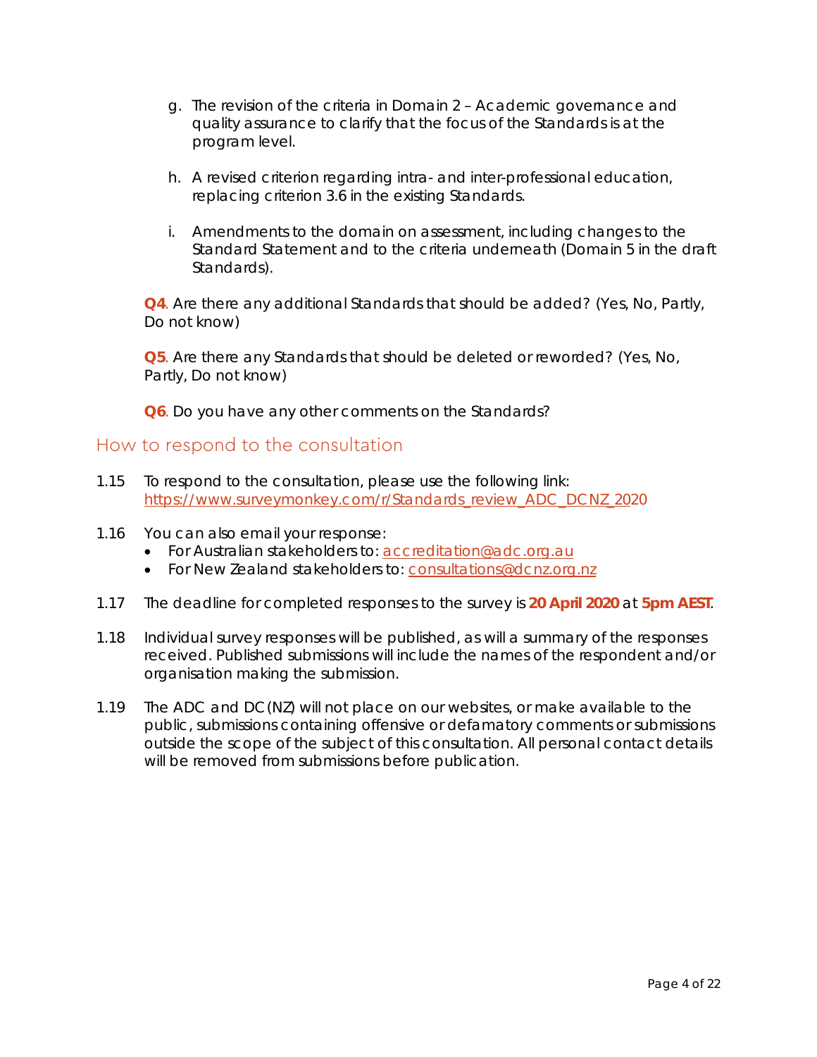g. The revision of the criteria in Domain 2 – Academic governance and quality assurance to clarify that the focus of the Standards is at the program level.

h. A revised criterion regarding intra- and inter-professional education, replacing criterion 3.6 in the existing Standards.

i. Amendments to the domain on assessment, including changes to the Standard Statement and to the criteria underneath (Domain 5 in the draft Standards).

**Q4**. Are there any additional Standards that should be added? (Yes, No, Partly, Do not know)

**Q5**. Are there any Standards that should be deleted or reworded? (Yes, No, Partly, Do not know)

**Q6**. Do you have any other comments on the Standards?

## How to respond to the consultation

1.15 To respond to the consultation, please use the following link: https://www.surveymonkey.com/r/Standards_review_ADC_DCNZ_2020

1.16 You can also email your response:
- For Australian stakeholders to: accreditation@adc.org.au
- For New Zealand stakeholders to: consultations@dcnz.org.nz

1.17 The deadline for completed responses to the survey is **20 April 2020** at **5pm AEST**.

1.18 Individual survey responses will be published, as will a summary of the responses received. Published submissions will include the names of the respondent and/or organisation making the submission.

1.19 The ADC and DC(NZ) will not place on our websites, or make available to the public, submissions containing offensive or defamatory comments or submissions outside the scope of the subject of this consultation. All personal contact details will be removed from submissions before publication.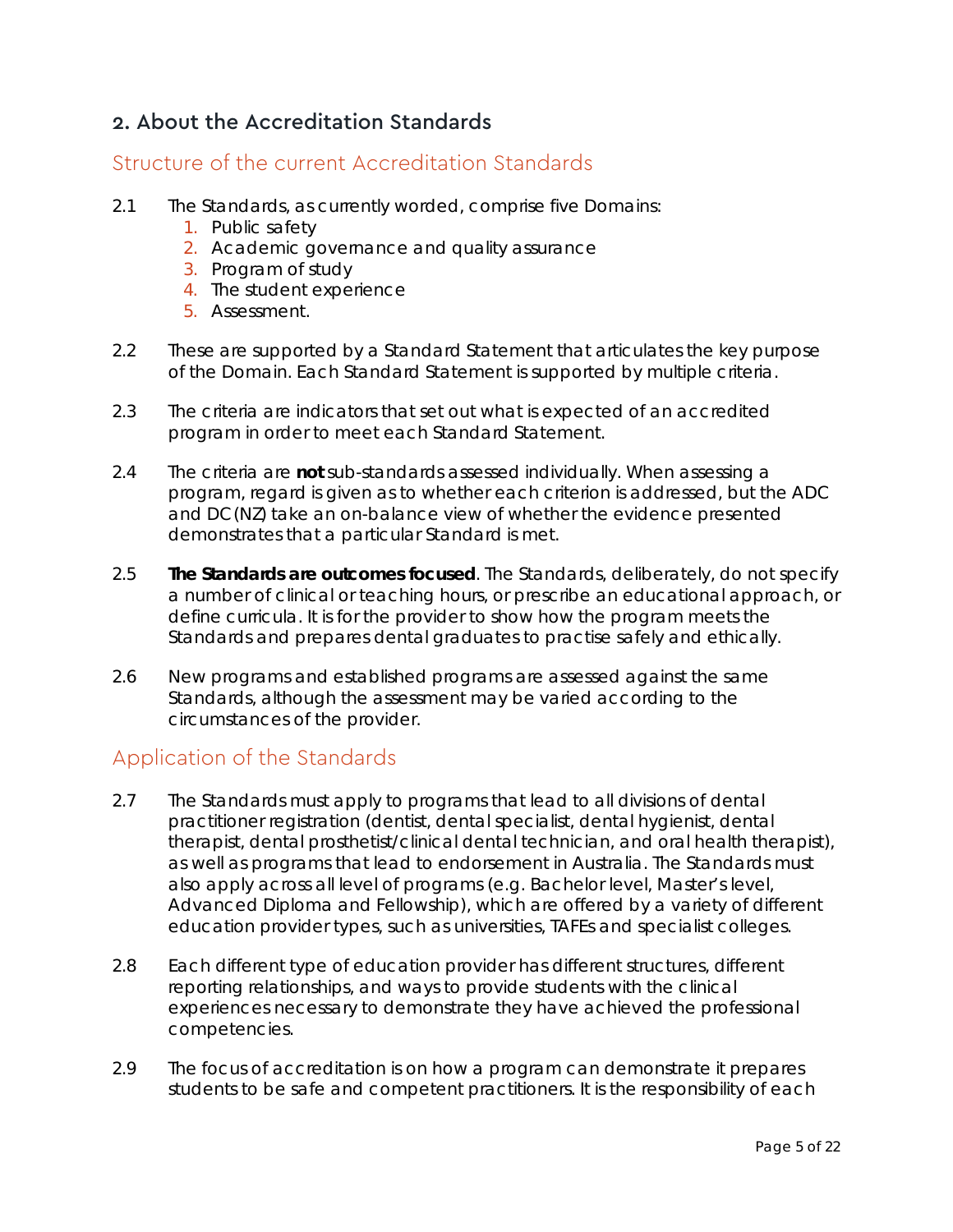## 2. About the Accreditation Standards

### Structure of the current Accreditation Standards

2.1 The Standards, as currently worded, comprise five Domains:

1. Public safety
2. Academic governance and quality assurance
3. Program of study
4. The student experience
5. Assessment.

2.2 These are supported by a Standard Statement that articulates the key purpose of the Domain. Each Standard Statement is supported by multiple criteria.

2.3 The criteria are indicators that set out what is expected of an accredited program in order to meet each Standard Statement.

2.4 The criteria are **not** sub-standards assessed individually. When assessing a program, regard is given as to whether each criterion is addressed, but the ADC and DC(NZ) take an on-balance view of whether the evidence presented demonstrates that a particular Standard is met.

2.5 **The Standards are outcomes focused**. The Standards, deliberately, do not specify a number of clinical or teaching hours, or prescribe an educational approach, or define curricula. It is for the provider to show how the program meets the Standards and prepares dental graduates to practise safely and ethically.

2.6 New programs and established programs are assessed against the same Standards, although the assessment may be varied according to the circumstances of the provider.

### Application of the Standards

2.7 The Standards must apply to programs that lead to all divisions of dental practitioner registration (dentist, dental specialist, dental hygienist, dental therapist, dental prosthetist/clinical dental technician, and oral health therapist), as well as programs that lead to endorsement in Australia. The Standards must also apply across all level of programs (e.g. Bachelor level, Master's level, Advanced Diploma and Fellowship), which are offered by a variety of different education provider types, such as universities, TAFEs and specialist colleges.

2.8 Each different type of education provider has different structures, different reporting relationships, and ways to provide students with the clinical experiences necessary to demonstrate they have achieved the professional competencies.

2.9 The focus of accreditation is on how a program can demonstrate it prepares students to be safe and competent practitioners. It is the responsibility of each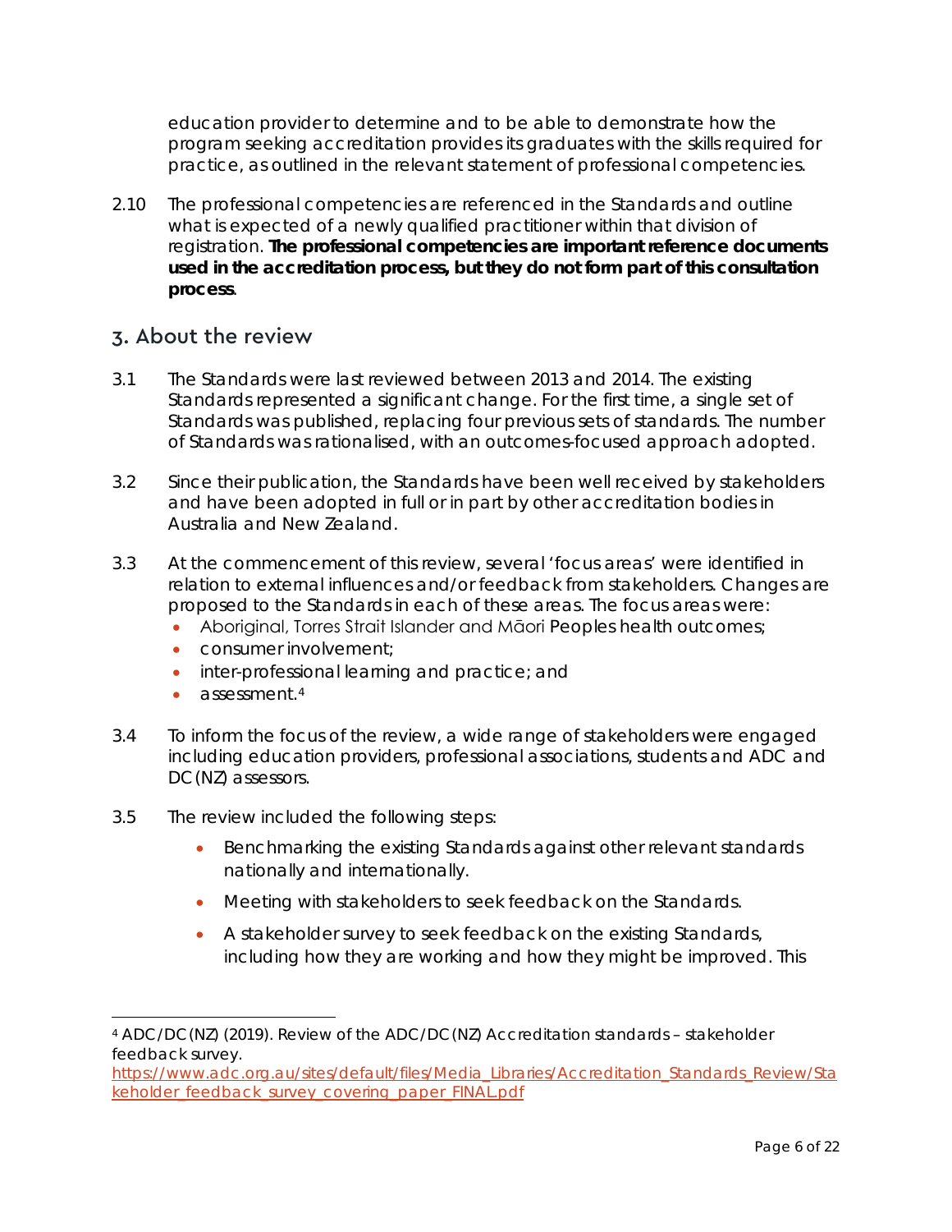education provider to determine and to be able to demonstrate how the program seeking accreditation provides its graduates with the skills required for practice, as outlined in the relevant statement of professional competencies.

2.10 The professional competencies are referenced in the Standards and outline what is expected of a newly qualified practitioner within that division of registration. **The professional competencies are important reference documents used in the accreditation process, but they do not form part of this consultation process**.

## 3. About the review

3.1 The Standards were last reviewed between 2013 and 2014. The existing Standards represented a significant change. For the first time, a single set of Standards was published, replacing four previous sets of standards. The number of Standards was rationalised, with an outcomes-focused approach adopted.

3.2 Since their publication, the Standards have been well received by stakeholders and have been adopted in full or in part by other accreditation bodies in Australia and New Zealand.

3.3 At the commencement of this review, several 'focus areas' were identified in relation to external influences and/or feedback from stakeholders. Changes are proposed to the Standards in each of these areas. The focus areas were:

- Aboriginal, Torres Strait Islander and Māori Peoples health outcomes;
- consumer involvement;
- inter-professional learning and practice; and
- assessment.[4]

3.4 To inform the focus of the review, a wide range of stakeholders were engaged including education providers, professional associations, students and ADC and DC(NZ) assessors.

3.5 The review included the following steps:

- Benchmarking the existing Standards against other relevant standards nationally and internationally.
- Meeting with stakeholders to seek feedback on the Standards.
- A stakeholder survey to seek feedback on the existing Standards, including how they are working and how they might be improved. This

[4] ADC/DC(NZ) (2019). Review of the ADC/DC(NZ) Accreditation standards – stakeholder feedback survey. https://www.adc.org.au/sites/default/files/Media_Libraries/Accreditation_Standards_Review/Stakeholder_feedback_survey_covering_paper_FINAL.pdf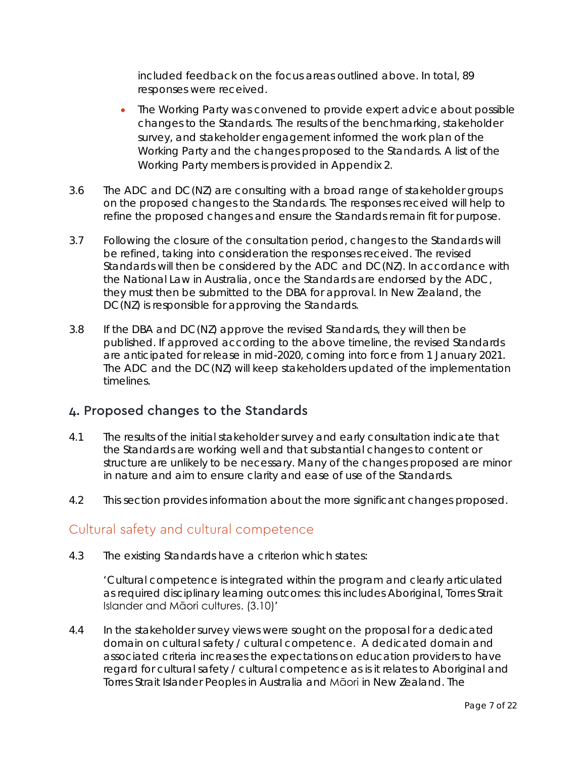included feedback on the focus areas outlined above. In total, 89 responses were received.

- The Working Party was convened to provide expert advice about possible changes to the Standards. The results of the benchmarking, stakeholder survey, and stakeholder engagement informed the work plan of the Working Party and the changes proposed to the Standards. A list of the Working Party members is provided in Appendix 2.

3.6 The ADC and DC(NZ) are consulting with a broad range of stakeholder groups on the proposed changes to the Standards. The responses received will help to refine the proposed changes and ensure the Standards remain fit for purpose.

3.7 Following the closure of the consultation period, changes to the Standards will be refined, taking into consideration the responses received. The revised Standards will then be considered by the ADC and DC(NZ). In accordance with the National Law in Australia, once the Standards are endorsed by the ADC, they must then be submitted to the DBA for approval. In New Zealand, the DC(NZ) is responsible for approving the Standards.

3.8 If the DBA and DC(NZ) approve the revised Standards, they will then be published. If approved according to the above timeline, the revised Standards are anticipated for release in mid-2020, coming into force from 1 January 2021. The ADC and the DC(NZ) will keep stakeholders updated of the implementation timelines.

## 4. Proposed changes to the Standards

4.1 The results of the initial stakeholder survey and early consultation indicate that the Standards are working well and that substantial changes to content or structure are unlikely to be necessary. Many of the changes proposed are minor in nature and aim to ensure clarity and ease of use of the Standards.

4.2 This section provides information about the more significant changes proposed.

### Cultural safety and cultural competence

4.3 The existing Standards have a criterion which states:

> 'Cultural competence is integrated within the program and clearly articulated as required disciplinary learning outcomes: this includes Aboriginal, Torres Strait Islander and Māori cultures. (3.10)'

4.4 In the stakeholder survey views were sought on the proposal for a dedicated domain on cultural safety / cultural competence. A dedicated domain and associated criteria increases the expectations on education providers to have regard for cultural safety / cultural competence as is it relates to Aboriginal and Torres Strait Islander Peoples in Australia and Māori in New Zealand. The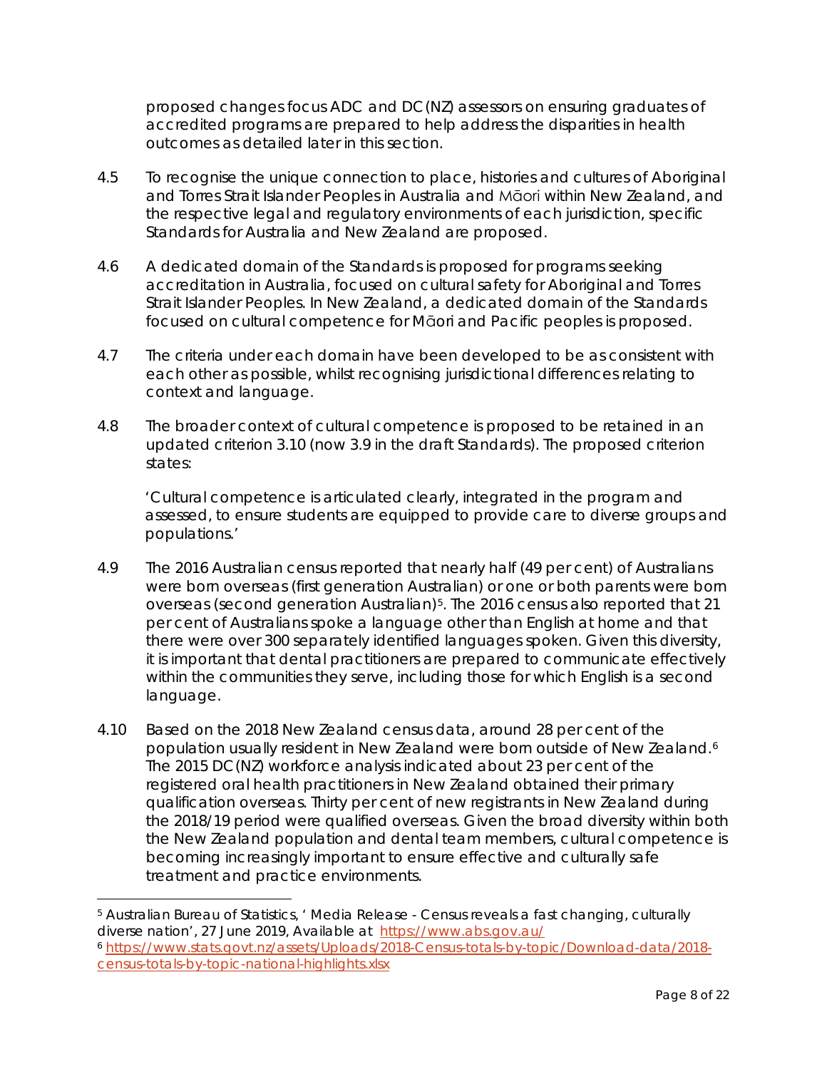proposed changes focus ADC and DC(NZ) assessors on ensuring graduates of accredited programs are prepared to help address the disparities in health outcomes as detailed later in this section.

4.5 To recognise the unique connection to place, histories and cultures of Aboriginal and Torres Strait Islander Peoples in Australia and Māori within New Zealand, and the respective legal and regulatory environments of each jurisdiction, specific Standards for Australia and New Zealand are proposed.

4.6 A dedicated domain of the Standards is proposed for programs seeking accreditation in Australia, focused on cultural safety for Aboriginal and Torres Strait Islander Peoples. In New Zealand, a dedicated domain of the Standards focused on cultural competence for Māori and Pacific peoples is proposed.

4.7 The criteria under each domain have been developed to be as consistent with each other as possible, whilst recognising jurisdictional differences relating to context and language.

4.8 The broader context of cultural competence is proposed to be retained in an updated criterion 3.10 (now 3.9 in the draft Standards). The proposed criterion states:

'Cultural competence is articulated clearly, integrated in the program and assessed, to ensure students are equipped to provide care to diverse groups and populations.'

4.9 The 2016 Australian census reported that nearly half (49 per cent) of Australians were born overseas (first generation Australian) or one or both parents were born overseas (second generation Australian)[5]. The 2016 census also reported that 21 per cent of Australians spoke a language other than English at home and that there were over 300 separately identified languages spoken. Given this diversity, it is important that dental practitioners are prepared to communicate effectively within the communities they serve, including those for which English is a second language.

4.10 Based on the 2018 New Zealand census data, around 28 per cent of the population usually resident in New Zealand were born outside of New Zealand.[6] The 2015 DC(NZ) workforce analysis indicated about 23 per cent of the registered oral health practitioners in New Zealand obtained their primary qualification overseas. Thirty per cent of new registrants in New Zealand during the 2018/19 period were qualified overseas. Given the broad diversity within both the New Zealand population and dental team members, cultural competence is becoming increasingly important to ensure effective and culturally safe treatment and practice environments.

---

[5] Australian Bureau of Statistics, ' Media Release - Census reveals a fast changing, culturally diverse nation', 27 June 2019, Available at https://www.abs.gov.au/

[6] https://www.stats.govt.nz/assets/Uploads/2018-Census-totals-by-topic/Download-data/2018-census-totals-by-topic-national-highlights.xlsx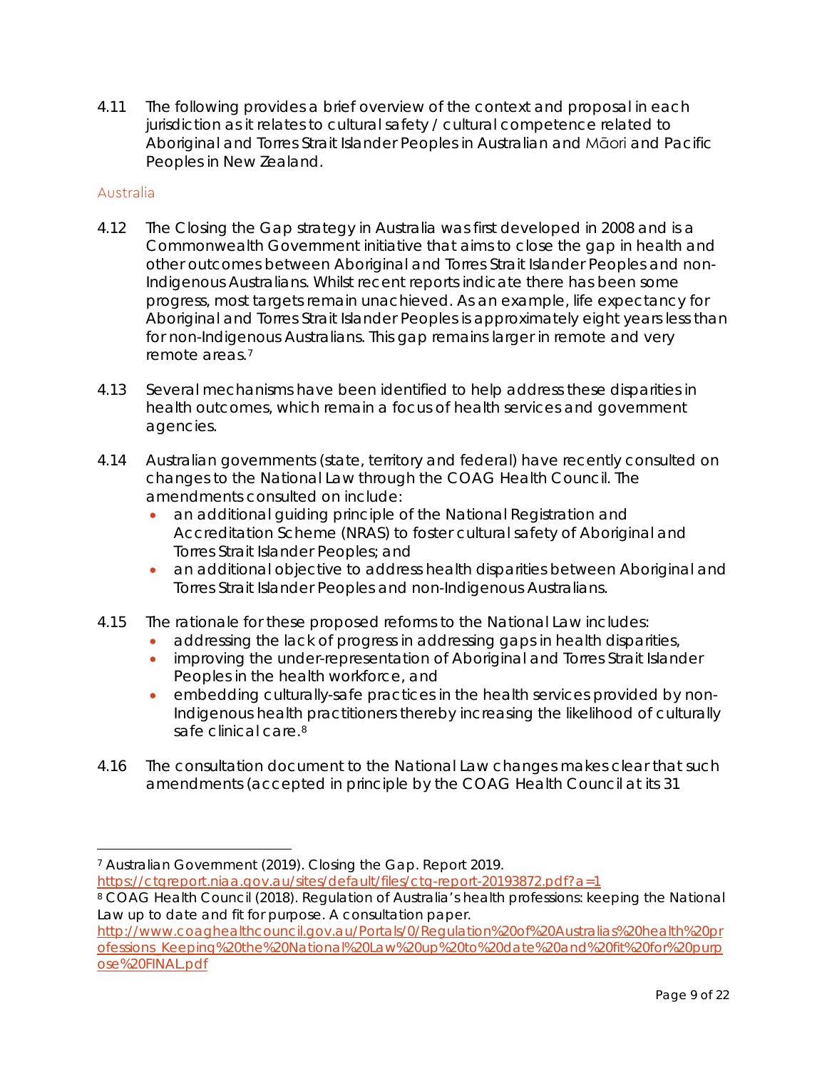4.11 The following provides a brief overview of the context and proposal in each jurisdiction as it relates to cultural safety / cultural competence related to Aboriginal and Torres Strait Islander Peoples in Australian and Māori and Pacific Peoples in New Zealand.

### Australia

4.12 The Closing the Gap strategy in Australia was first developed in 2008 and is a Commonwealth Government initiative that aims to close the gap in health and other outcomes between Aboriginal and Torres Strait Islander Peoples and non-Indigenous Australians. Whilst recent reports indicate there has been some progress, most targets remain unachieved. As an example, life expectancy for Aboriginal and Torres Strait Islander Peoples is approximately eight years less than for non-Indigenous Australians. This gap remains larger in remote and very remote areas.[7]

4.13 Several mechanisms have been identified to help address these disparities in health outcomes, which remain a focus of health services and government agencies.

4.14 Australian governments (state, territory and federal) have recently consulted on changes to the National Law through the COAG Health Council. The amendments consulted on include:

- an additional guiding principle of the National Registration and Accreditation Scheme (NRAS) to foster cultural safety of Aboriginal and Torres Strait Islander Peoples; and
- an additional objective to address health disparities between Aboriginal and Torres Strait Islander Peoples and non-Indigenous Australians.

4.15 The rationale for these proposed reforms to the National Law includes:

- addressing the lack of progress in addressing gaps in health disparities,
- improving the under-representation of Aboriginal and Torres Strait Islander Peoples in the health workforce, and
- embedding culturally-safe practices in the health services provided by non-Indigenous health practitioners thereby increasing the likelihood of culturally safe clinical care.[8]

4.16 The consultation document to the National Law changes makes clear that such amendments (accepted in principle by the COAG Health Council at its 31

---

[7] Australian Government (2019). Closing the Gap. Report 2019. https://ctgreport.niaa.gov.au/sites/default/files/ctg-report-20193872.pdf?a=1

[8] COAG Health Council (2018). Regulation of Australia's health professions: keeping the National Law up to date and fit for purpose. A consultation paper. http://www.coaghealthcouncil.gov.au/Portals/0/Regulation%20of%20Australias%20health%20professions_Keeping%20the%20National%20Law%20up%20to%20date%20and%20fit%20for%20purpose%20FINAL.pdf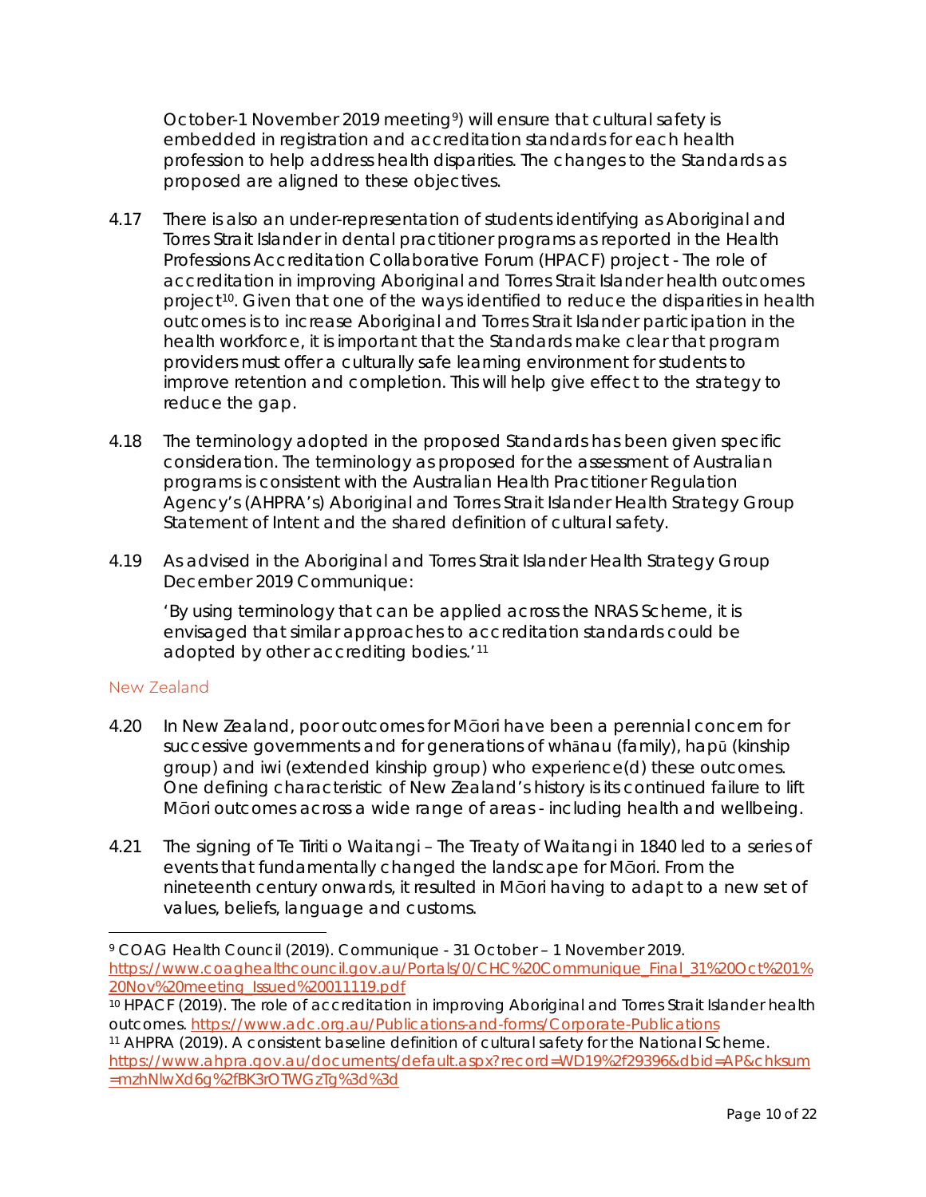October-1 November 2019 meeting[9]) will ensure that cultural safety is embedded in registration and accreditation standards for each health profession to help address health disparities. The changes to the Standards as proposed are aligned to these objectives.

4.17 There is also an under-representation of students identifying as Aboriginal and Torres Strait Islander in dental practitioner programs as reported in the Health Professions Accreditation Collaborative Forum (HPACF) project - The role of accreditation in improving Aboriginal and Torres Strait Islander health outcomes project[10]. Given that one of the ways identified to reduce the disparities in health outcomes is to increase Aboriginal and Torres Strait Islander participation in the health workforce, it is important that the Standards make clear that program providers must offer a culturally safe learning environment for students to improve retention and completion. This will help give effect to the strategy to reduce the gap.

4.18 The terminology adopted in the proposed Standards has been given specific consideration. The terminology as proposed for the assessment of Australian programs is consistent with the Australian Health Practitioner Regulation Agency's (AHPRA's) Aboriginal and Torres Strait Islander Health Strategy Group Statement of Intent and the shared definition of cultural safety.

4.19 As advised in the Aboriginal and Torres Strait Islander Health Strategy Group December 2019 Communique:

'By using terminology that can be applied across the NRAS Scheme, it is envisaged that similar approaches to accreditation standards could be adopted by other accrediting bodies.'[11]

### New Zealand

4.20 In New Zealand, poor outcomes for Māori have been a perennial concern for successive governments and for generations of whānau (family), hapū (kinship group) and iwi (extended kinship group) who experience(d) these outcomes. One defining characteristic of New Zealand's history is its continued failure to lift Māori outcomes across a wide range of areas - including health and wellbeing.

4.21 The signing of Te Tiriti o Waitangi – The Treaty of Waitangi in 1840 led to a series of events that fundamentally changed the landscape for Māori. From the nineteenth century onwards, it resulted in Māori having to adapt to a new set of values, beliefs, language and customs.

---

[9] COAG Health Council (2019). Communique - 31 October – 1 November 2019. https://www.coaghealthcouncil.gov.au/Portals/0/CHC%20Communique_Final_31%20Oct%201%20Nov%20meeting_Issued%20011119.pdf

[10] HPACF (2019). The role of accreditation in improving Aboriginal and Torres Strait Islander health outcomes. https://www.adc.org.au/Publications-and-forms/Corporate-Publications

[11] AHPRA (2019). A consistent baseline definition of cultural safety for the National Scheme. https://www.ahpra.gov.au/documents/default.aspx?record=WD19%2f29396&dbid=AP&chksum=mzhNlwXd6g%2fBK3rOTWGzTg%3d%3d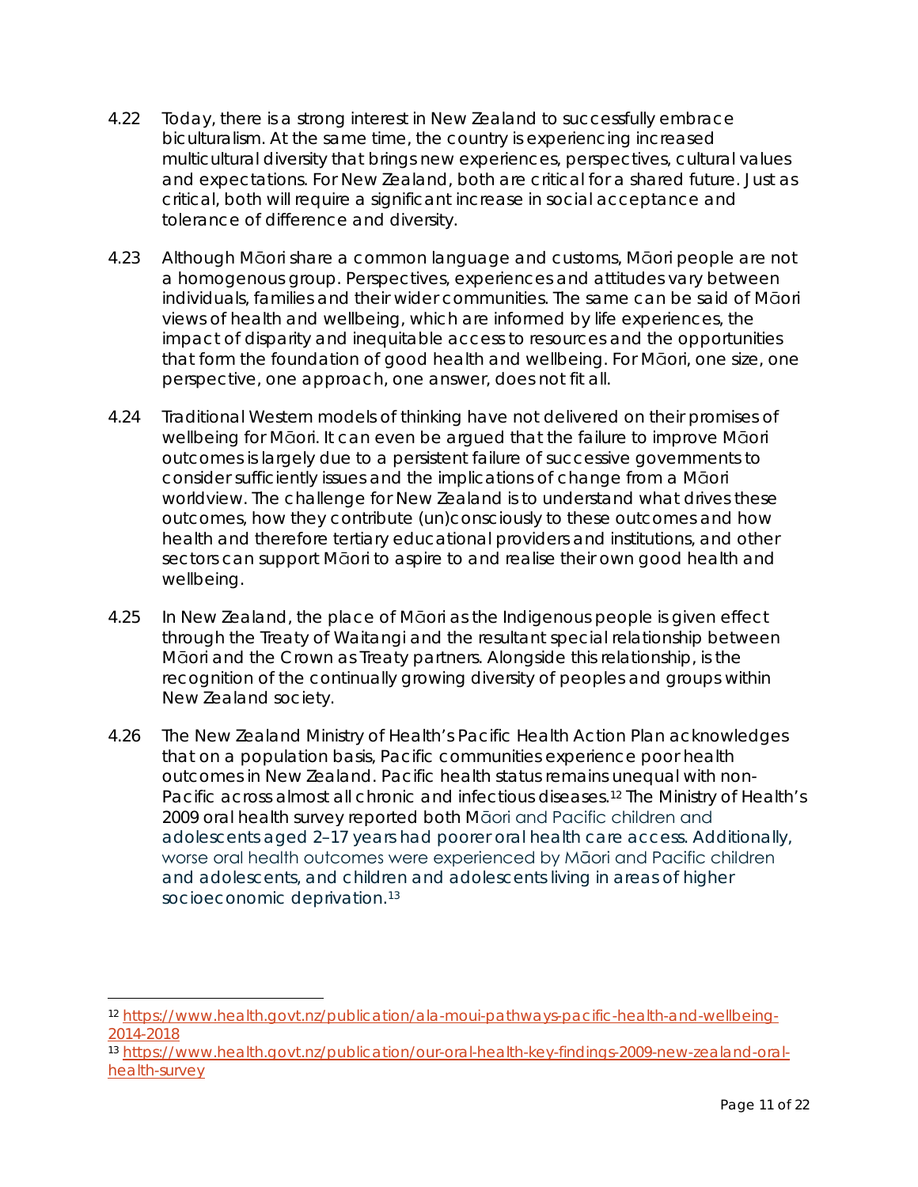4.22 Today, there is a strong interest in New Zealand to successfully embrace biculturalism. At the same time, the country is experiencing increased multicultural diversity that brings new experiences, perspectives, cultural values and expectations. For New Zealand, both are critical for a shared future. Just as critical, both will require a significant increase in social acceptance and tolerance of difference and diversity.

4.23 Although Māori share a common language and customs, Māori people are not a homogenous group. Perspectives, experiences and attitudes vary between individuals, families and their wider communities. The same can be said of Māori views of health and wellbeing, which are informed by life experiences, the impact of disparity and inequitable access to resources and the opportunities that form the foundation of good health and wellbeing. For Māori, one size, one perspective, one approach, one answer, does not fit all.

4.24 Traditional Western models of thinking have not delivered on their promises of wellbeing for Māori. It can even be argued that the failure to improve Māori outcomes is largely due to a persistent failure of successive governments to consider sufficiently issues and the implications of change from a Māori worldview. The challenge for New Zealand is to understand what drives these outcomes, how they contribute (un)consciously to these outcomes and how health and therefore tertiary educational providers and institutions, and other sectors can support Māori to aspire to and realise their own good health and wellbeing.

4.25 In New Zealand, the place of Māori as the Indigenous people is given effect through the Treaty of Waitangi and the resultant special relationship between Māori and the Crown as Treaty partners. Alongside this relationship, is the recognition of the continually growing diversity of peoples and groups within New Zealand society.

4.26 The New Zealand Ministry of Health's Pacific Health Action Plan acknowledges that on a population basis, Pacific communities experience poor health outcomes in New Zealand. Pacific health status remains unequal with non-Pacific across almost all chronic and infectious diseases.[12] The Ministry of Health's 2009 oral health survey reported both Māori and Pacific children and adolescents aged 2–17 years had poorer oral health care access. Additionally, worse oral health outcomes were experienced by Māori and Pacific children and adolescents, and children and adolescents living in areas of higher socioeconomic deprivation.[13]

---

[12] https://www.health.govt.nz/publication/ala-moui-pathways-pacific-health-and-wellbeing-2014-2018

[13] https://www.health.govt.nz/publication/our-oral-health-key-findings-2009-new-zealand-oral-health-survey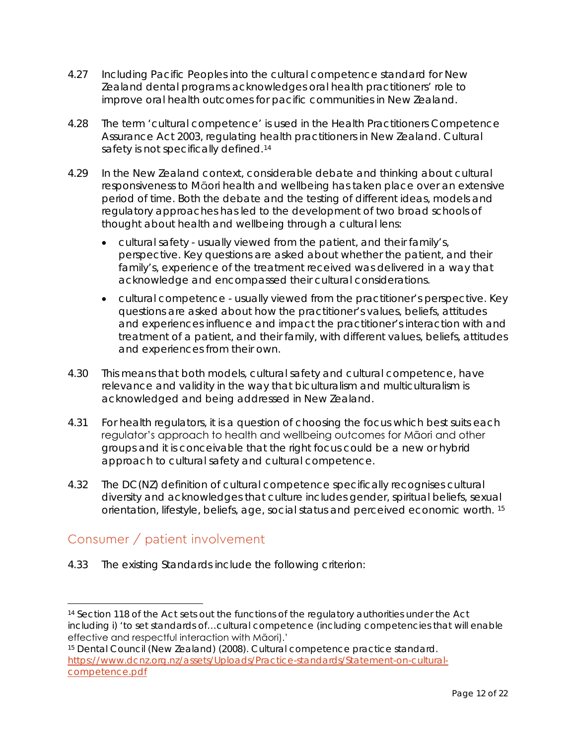4.27 Including Pacific Peoples into the cultural competence standard for New Zealand dental programs acknowledges oral health practitioners' role to improve oral health outcomes for pacific communities in New Zealand.

4.28 The term 'cultural competence' is used in the Health Practitioners Competence Assurance Act 2003, regulating health practitioners in New Zealand. Cultural safety is not specifically defined.[14]

4.29 In the New Zealand context, considerable debate and thinking about cultural responsiveness to Māori health and wellbeing has taken place over an extensive period of time. Both the debate and the testing of different ideas, models and regulatory approaches has led to the development of two broad schools of thought about health and wellbeing through a cultural lens:

- cultural safety - usually viewed from the patient, and their family's, perspective. Key questions are asked about whether the patient, and their family's, experience of the treatment received was delivered in a way that acknowledge and encompassed their cultural considerations.
- cultural competence - usually viewed from the practitioner's perspective. Key questions are asked about how the practitioner's values, beliefs, attitudes and experiences influence and impact the practitioner's interaction with and treatment of a patient, and their family, with different values, beliefs, attitudes and experiences from their own.

4.30 This means that both models, cultural safety and cultural competence, have relevance and validity in the way that biculturalism and multiculturalism is acknowledged and being addressed in New Zealand.

4.31 For health regulators, it is a question of choosing the focus which best suits each regulator's approach to health and wellbeing outcomes for Māori and other groups and it is conceivable that the right focus could be a new or hybrid approach to cultural safety and cultural competence.

4.32 The DC(NZ) definition of cultural competence specifically recognises cultural diversity and acknowledges that culture includes gender, spiritual beliefs, sexual orientation, lifestyle, beliefs, age, social status and perceived economic worth. [15]

## Consumer / patient involvement

4.33 The existing Standards include the following criterion:

---

[14] Section 118 of the Act sets out the functions of the regulatory authorities under the Act including i) 'to set standards of…cultural competence (including competencies that will enable effective and respectful interaction with Māori).'

[15] Dental Council (New Zealand) (2008). Cultural competence practice standard. https://www.dcnz.org.nz/assets/Uploads/Practice-standards/Statement-on-cultural-competence.pdf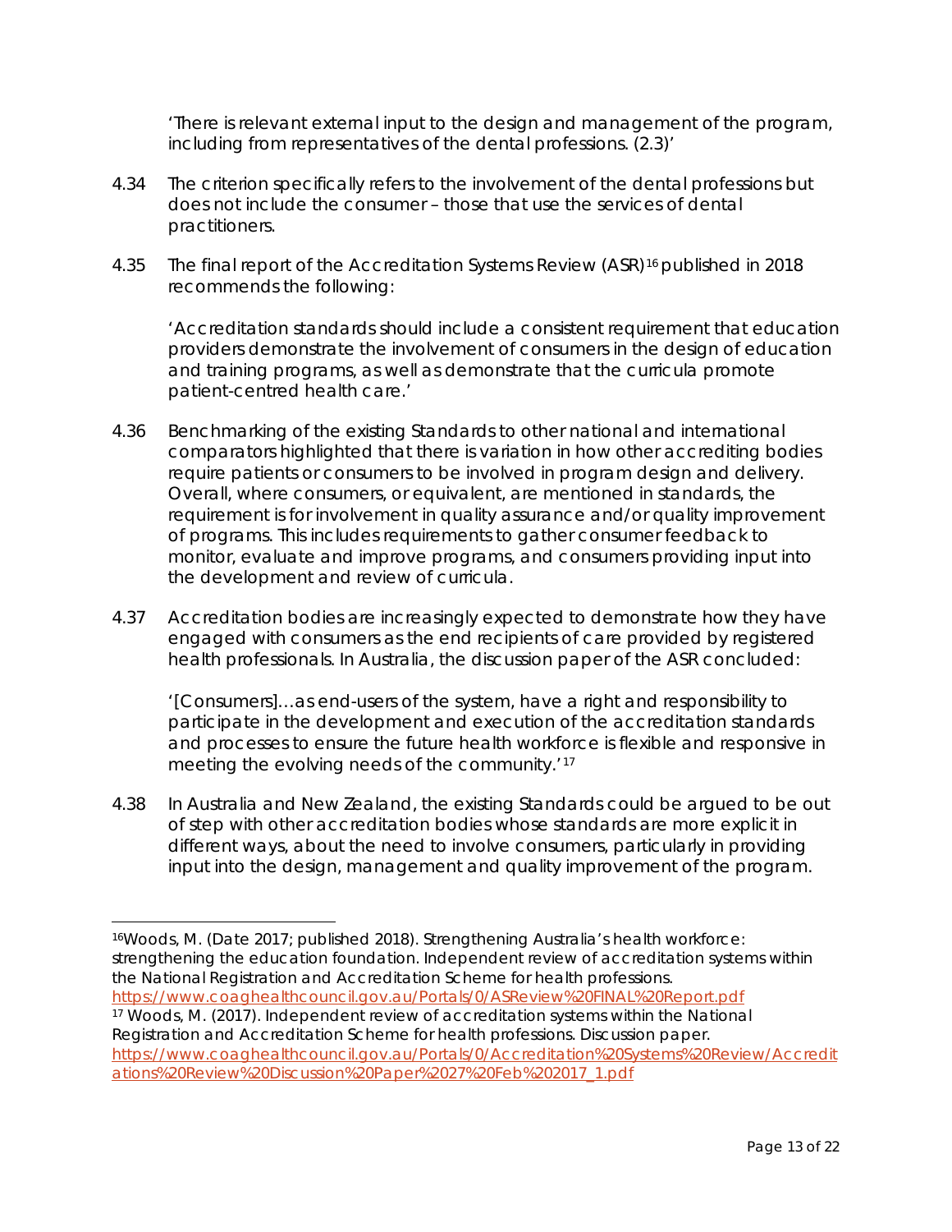> 'There is relevant external input to the design and management of the program, including from representatives of the dental professions. (2.3)'

4.34 The criterion specifically refers to the involvement of the dental professions but does not include the consumer – those that use the services of dental practitioners.

4.35 The final report of the Accreditation Systems Review (ASR)[16] published in 2018 recommends the following:

> 'Accreditation standards should include a consistent requirement that education providers demonstrate the involvement of consumers in the design of education and training programs, as well as demonstrate that the curricula promote patient-centred health care.'

4.36 Benchmarking of the existing Standards to other national and international comparators highlighted that there is variation in how other accrediting bodies require patients or consumers to be involved in program design and delivery. Overall, where consumers, or equivalent, are mentioned in standards, the requirement is for involvement in quality assurance and/or quality improvement of programs. This includes requirements to gather consumer feedback to monitor, evaluate and improve programs, and consumers providing input into the development and review of curricula.

4.37 Accreditation bodies are increasingly expected to demonstrate how they have engaged with consumers as the end recipients of care provided by registered health professionals. In Australia, the discussion paper of the ASR concluded:

> '[Consumers]…as end-users of the system, have a right and responsibility to participate in the development and execution of the accreditation standards and processes to ensure the future health workforce is flexible and responsive in meeting the evolving needs of the community.'[17]

4.38 In Australia and New Zealand, the existing Standards could be argued to be out of step with other accreditation bodies whose standards are more explicit in different ways, about the need to involve consumers, particularly in providing input into the design, management and quality improvement of the program.

---

[16] Woods, M. (Date 2017; published 2018). Strengthening Australia's health workforce: strengthening the education foundation. Independent review of accreditation systems within the National Registration and Accreditation Scheme for health professions. https://www.coaghealthcouncil.gov.au/Portals/0/ASReview%20FINAL%20Report.pdf

[17] Woods, M. (2017). Independent review of accreditation systems within the National Registration and Accreditation Scheme for health professions. Discussion paper. https://www.coaghealthcouncil.gov.au/Portals/0/Accreditation%20Systems%20Review/Accreditations%20Review%20Discussion%20Paper%2027%20Feb%202017_1.pdf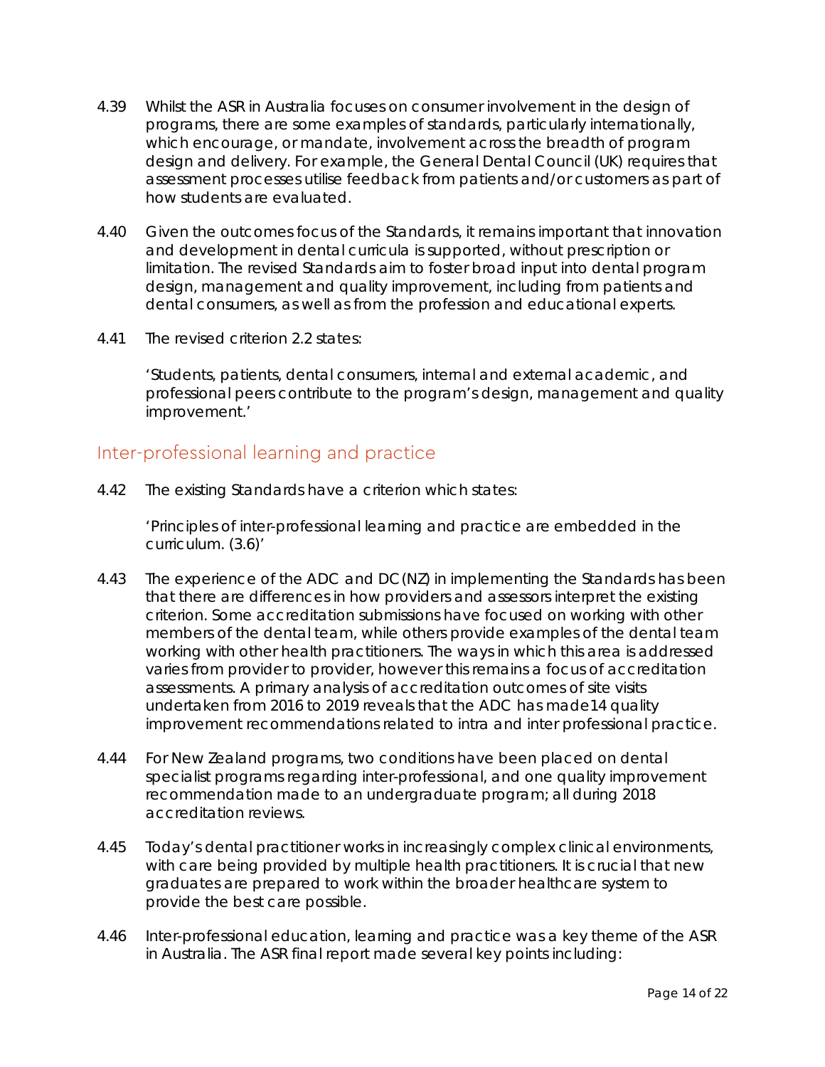4.39 Whilst the ASR in Australia focuses on consumer involvement in the design of programs, there are some examples of standards, particularly internationally, which encourage, or mandate, involvement across the breadth of program design and delivery. For example, the General Dental Council (UK) requires that assessment processes utilise feedback from patients and/or customers as part of how students are evaluated.

4.40 Given the outcomes focus of the Standards, it remains important that innovation and development in dental curricula is supported, without prescription or limitation. The revised Standards aim to foster broad input into dental program design, management and quality improvement, including from patients and dental consumers, as well as from the profession and educational experts.

4.41 The revised criterion 2.2 states:

> 'Students, patients, dental consumers, internal and external academic, and professional peers contribute to the program's design, management and quality improvement.'

## Inter-professional learning and practice

4.42 The existing Standards have a criterion which states:

> 'Principles of inter-professional learning and practice are embedded in the curriculum. (3.6)'

4.43 The experience of the ADC and DC(NZ) in implementing the Standards has been that there are differences in how providers and assessors interpret the existing criterion. Some accreditation submissions have focused on working with other members of the dental team, while others provide examples of the dental team working with other health practitioners. The ways in which this area is addressed varies from provider to provider, however this remains a focus of accreditation assessments. A primary analysis of accreditation outcomes of site visits undertaken from 2016 to 2019 reveals that the ADC has made14 quality improvement recommendations related to intra and inter professional practice.

4.44 For New Zealand programs, two conditions have been placed on dental specialist programs regarding inter-professional, and one quality improvement recommendation made to an undergraduate program; all during 2018 accreditation reviews.

4.45 Today's dental practitioner works in increasingly complex clinical environments, with care being provided by multiple health practitioners. It is crucial that new graduates are prepared to work within the broader healthcare system to provide the best care possible.

4.46 Inter-professional education, learning and practice was a key theme of the ASR in Australia. The ASR final report made several key points including: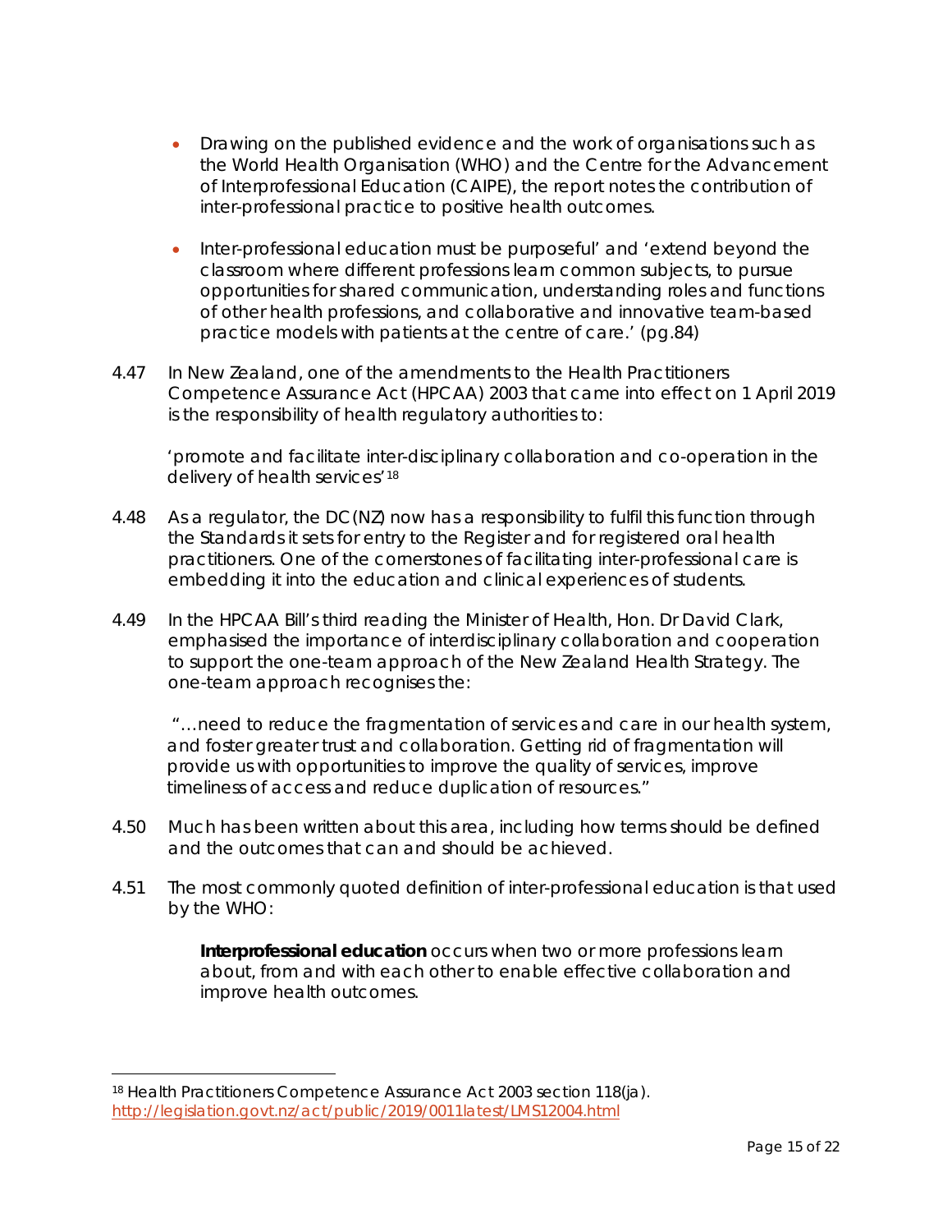- Drawing on the published evidence and the work of organisations such as the World Health Organisation (WHO) and the Centre for the Advancement of Interprofessional Education (CAIPE), the report notes the contribution of inter-professional practice to positive health outcomes.

- Inter-professional education must be purposeful' and 'extend beyond the classroom where different professions learn common subjects, to pursue opportunities for shared communication, understanding roles and functions of other health professions, and collaborative and innovative team-based practice models with patients at the centre of care.' (pg.84)

4.47 In New Zealand, one of the amendments to the Health Practitioners Competence Assurance Act (HPCAA) 2003 that came into effect on 1 April 2019 is the responsibility of health regulatory authorities to:

> 'promote and facilitate inter-disciplinary collaboration and co-operation in the delivery of health services'[18]

4.48 As a regulator, the DC(NZ) now has a responsibility to fulfil this function through the Standards it sets for entry to the Register and for registered oral health practitioners. One of the cornerstones of facilitating inter-professional care is embedding it into the education and clinical experiences of students.

4.49 In the HPCAA Bill's third reading the Minister of Health, Hon. Dr David Clark, emphasised the importance of interdisciplinary collaboration and cooperation to support the one-team approach of the New Zealand Health Strategy. The one-team approach recognises the:

> "…need to reduce the fragmentation of services and care in our health system, and foster greater trust and collaboration. Getting rid of fragmentation will provide us with opportunities to improve the quality of services, improve timeliness of access and reduce duplication of resources."

4.50 Much has been written about this area, including how terms should be defined and the outcomes that can and should be achieved.

4.51 The most commonly quoted definition of inter-professional education is that used by the WHO:

> **Interprofessional education** occurs when two or more professions learn about, from and with each other to enable effective collaboration and improve health outcomes.

---

[18] Health Practitioners Competence Assurance Act 2003 section 118(ja). http://legislation.govt.nz/act/public/2019/0011latest/LMS12004.html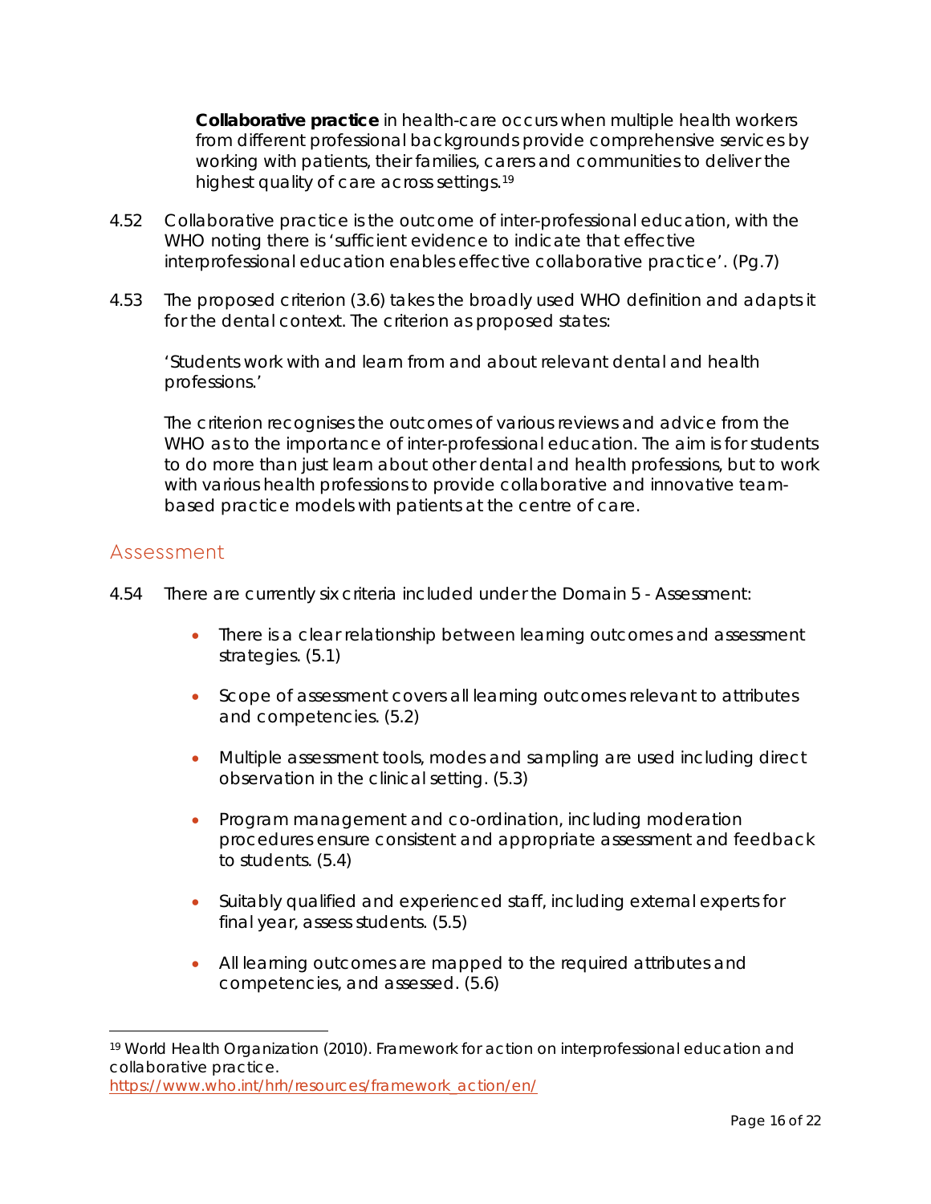**Collaborative practice** in health-care occurs when multiple health workers from different professional backgrounds provide comprehensive services by working with patients, their families, carers and communities to deliver the highest quality of care across settings.[19]

4.52 Collaborative practice is the outcome of inter-professional education, with the WHO noting there is 'sufficient evidence to indicate that effective interprofessional education enables effective collaborative practice'. (Pg.7)

4.53 The proposed criterion (3.6) takes the broadly used WHO definition and adapts it for the dental context. The criterion as proposed states:

'Students work with and learn from and about relevant dental and health professions.'

The criterion recognises the outcomes of various reviews and advice from the WHO as to the importance of inter-professional education. The aim is for students to do more than just learn about other dental and health professions, but to work with various health professions to provide collaborative and innovative team-based practice models with patients at the centre of care.

## Assessment

4.54 There are currently six criteria included under the Domain 5 - Assessment:

- There is a clear relationship between learning outcomes and assessment strategies. (5.1)
- Scope of assessment covers all learning outcomes relevant to attributes and competencies. (5.2)
- Multiple assessment tools, modes and sampling are used including direct observation in the clinical setting. (5.3)
- Program management and co-ordination, including moderation procedures ensure consistent and appropriate assessment and feedback to students. (5.4)
- Suitably qualified and experienced staff, including external experts for final year, assess students. (5.5)
- All learning outcomes are mapped to the required attributes and competencies, and assessed. (5.6)

---

[19] World Health Organization (2010). Framework for action on interprofessional education and collaborative practice. https://www.who.int/hrh/resources/framework_action/en/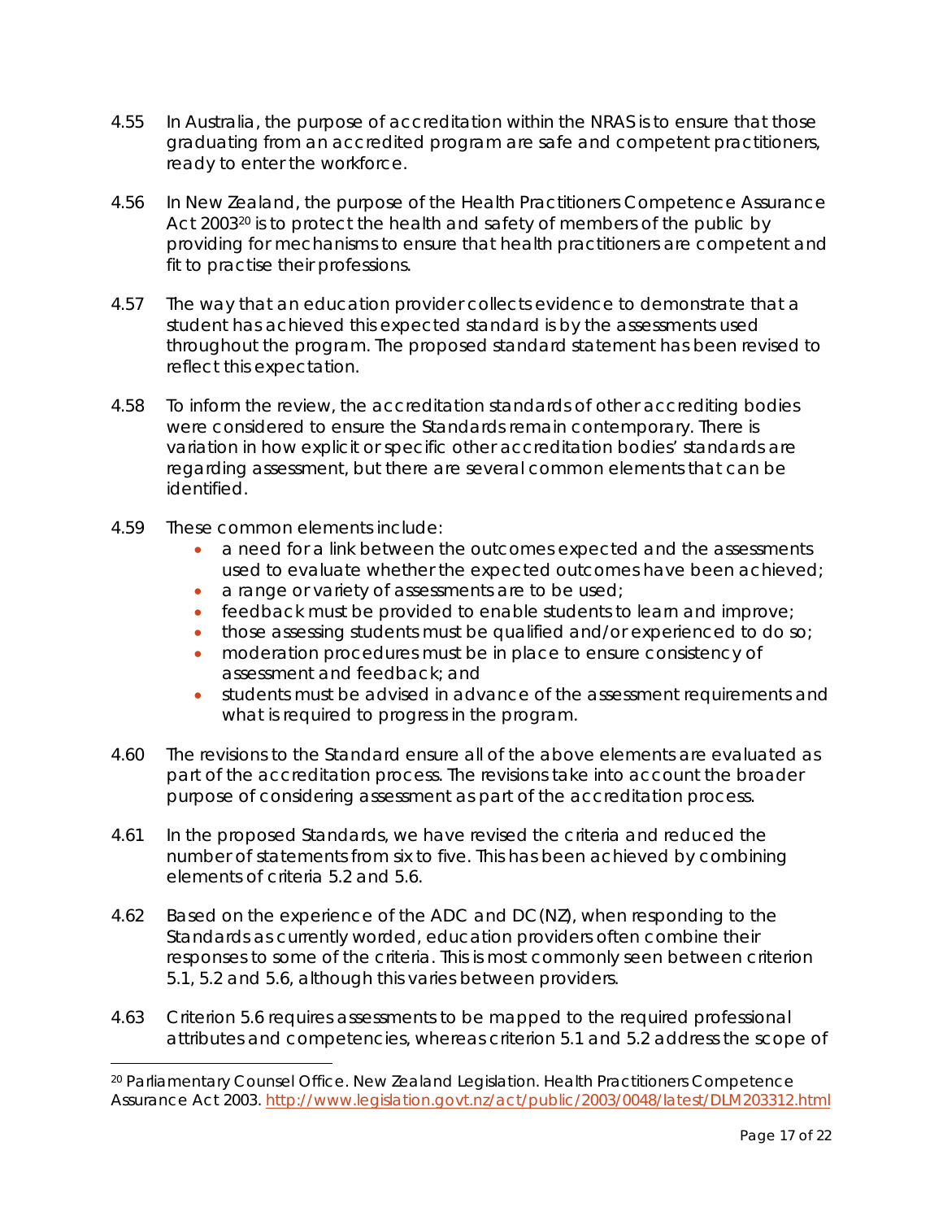4.55 In Australia, the purpose of accreditation within the NRAS is to ensure that those graduating from an accredited program are safe and competent practitioners, ready to enter the workforce.

4.56 In New Zealand, the purpose of the Health Practitioners Competence Assurance Act 2003[20] is to protect the health and safety of members of the public by providing for mechanisms to ensure that health practitioners are competent and fit to practise their professions.

4.57 The way that an education provider collects evidence to demonstrate that a student has achieved this expected standard is by the assessments used throughout the program. The proposed standard statement has been revised to reflect this expectation.

4.58 To inform the review, the accreditation standards of other accrediting bodies were considered to ensure the Standards remain contemporary. There is variation in how explicit or specific other accreditation bodies' standards are regarding assessment, but there are several common elements that can be identified.

4.59 These common elements include:

- a need for a link between the outcomes expected and the assessments used to evaluate whether the expected outcomes have been achieved;
- a range or variety of assessments are to be used;
- feedback must be provided to enable students to learn and improve;
- those assessing students must be qualified and/or experienced to do so;
- moderation procedures must be in place to ensure consistency of assessment and feedback; and
- students must be advised in advance of the assessment requirements and what is required to progress in the program.

4.60 The revisions to the Standard ensure all of the above elements are evaluated as part of the accreditation process. The revisions take into account the broader purpose of considering assessment as part of the accreditation process.

4.61 In the proposed Standards, we have revised the criteria and reduced the number of statements from six to five. This has been achieved by combining elements of criteria 5.2 and 5.6.

4.62 Based on the experience of the ADC and DC(NZ), when responding to the Standards as currently worded, education providers often combine their responses to some of the criteria. This is most commonly seen between criterion 5.1, 5.2 and 5.6, although this varies between providers.

4.63 Criterion 5.6 requires assessments to be mapped to the required professional attributes and competencies, whereas criterion 5.1 and 5.2 address the scope of

[20] Parliamentary Counsel Office. New Zealand Legislation. Health Practitioners Competence Assurance Act 2003. http://www.legislation.govt.nz/act/public/2003/0048/latest/DLM203312.html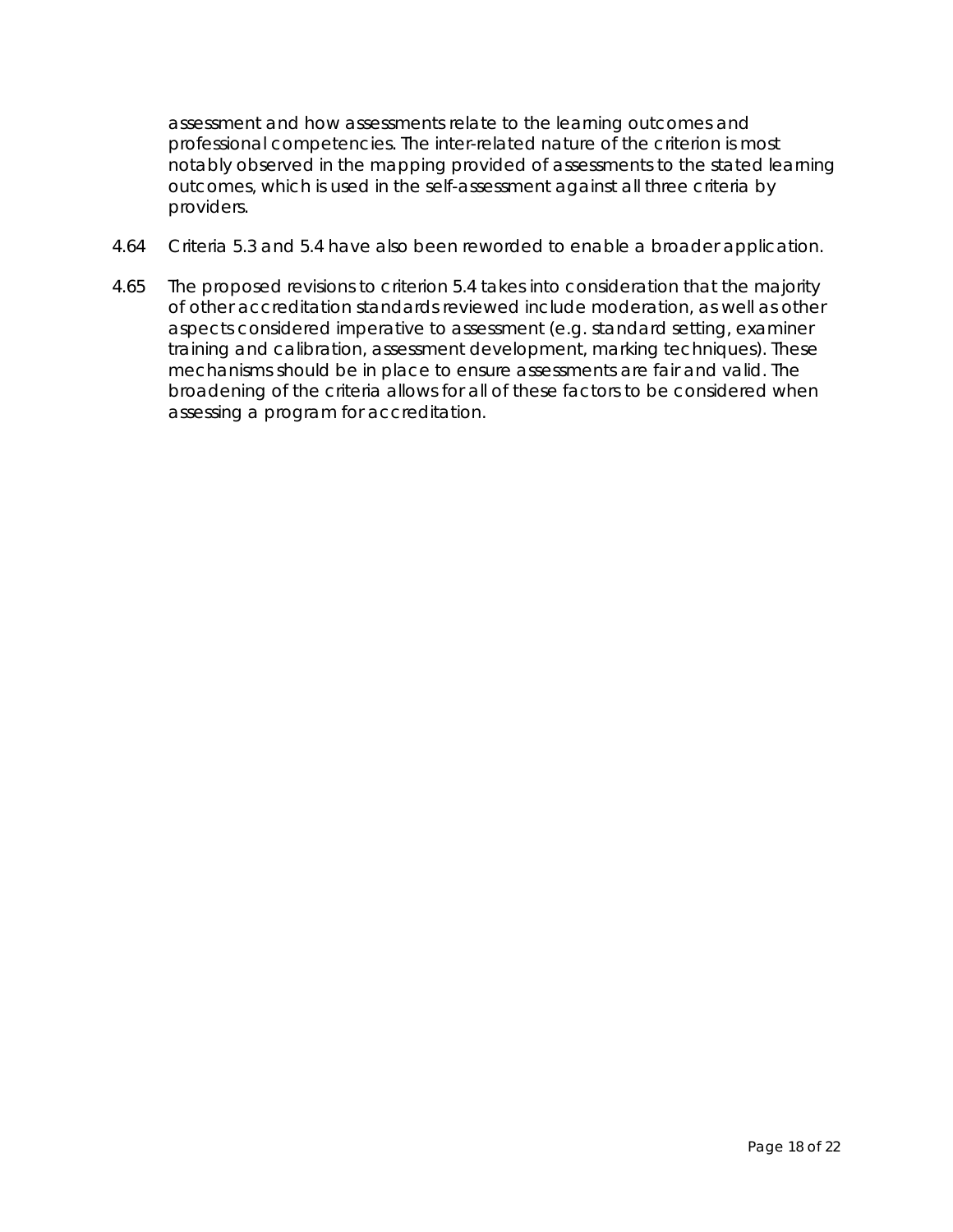assessment and how assessments relate to the learning outcomes and professional competencies. The inter-related nature of the criterion is most notably observed in the mapping provided of assessments to the stated learning outcomes, which is used in the self-assessment against all three criteria by providers.

4.64 Criteria 5.3 and 5.4 have also been reworded to enable a broader application.

4.65 The proposed revisions to criterion 5.4 takes into consideration that the majority of other accreditation standards reviewed include moderation, as well as other aspects considered imperative to assessment (e.g. standard setting, examiner training and calibration, assessment development, marking techniques). These mechanisms should be in place to ensure assessments are fair and valid. The broadening of the criteria allows for all of these factors to be considered when assessing a program for accreditation.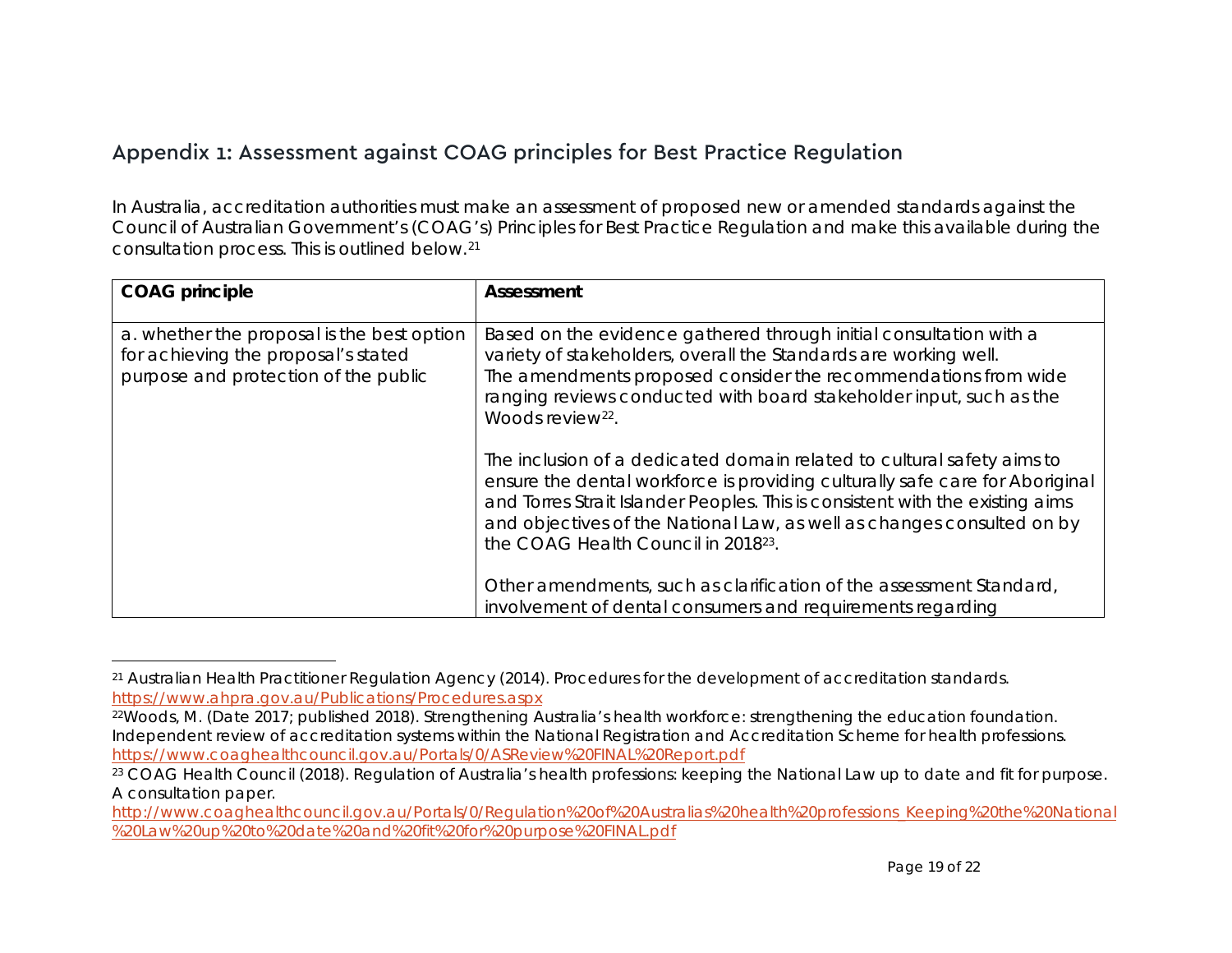## Appendix 1: Assessment against COAG principles for Best Practice Regulation

In Australia, accreditation authorities must make an assessment of proposed new or amended standards against the Council of Australian Government's (COAG's) Principles for Best Practice Regulation and make this available during the consultation process. This is outlined below.[21]

| COAG principle | Assessment |
| --- | --- |
| a. whether the proposal is the best option for achieving the proposal's stated purpose and protection of the public | Based on the evidence gathered through initial consultation with a variety of stakeholders, overall the Standards are working well. The amendments proposed consider the recommendations from wide ranging reviews conducted with board stakeholder input, such as the Woods review[22].<br><br>The inclusion of a dedicated domain related to cultural safety aims to ensure the dental workforce is providing culturally safe care for Aboriginal and Torres Strait Islander Peoples. This is consistent with the existing aims and objectives of the National Law, as well as changes consulted on by the COAG Health Council in 2018[23].<br><br>Other amendments, such as clarification of the assessment Standard, involvement of dental consumers and requirements regarding |

[21] Australian Health Practitioner Regulation Agency (2014). Procedures for the development of accreditation standards. https://www.ahpra.gov.au/Publications/Procedures.aspx

[22] Woods, M. (Date 2017; published 2018). Strengthening Australia's health workforce: strengthening the education foundation. Independent review of accreditation systems within the National Registration and Accreditation Scheme for health professions. https://www.coaghealthcouncil.gov.au/Portals/0/ASReview%20FINAL%20Report.pdf

[23] COAG Health Council (2018). Regulation of Australia's health professions: keeping the National Law up to date and fit for purpose. A consultation paper. http://www.coaghealthcouncil.gov.au/Portals/0/Regulation%20of%20Australias%20health%20professions_Keeping%20the%20National%20Law%20up%20to%20date%20and%20fit%20for%20purpose%20FINAL.pdf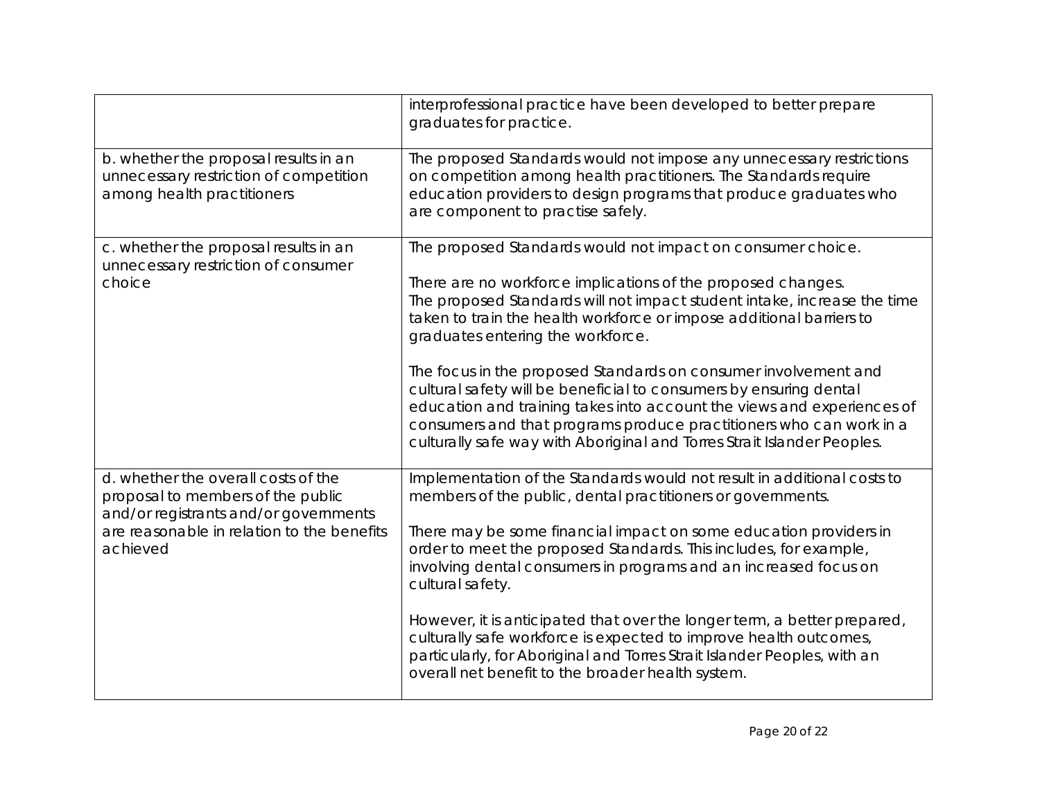| | |
|---|---|
| | interprofessional practice have been developed to better prepare graduates for practice. |
| b. whether the proposal results in an unnecessary restriction of competition among health practitioners | The proposed Standards would not impose any unnecessary restrictions on competition among health practitioners. The Standards require education providers to design programs that produce graduates who are component to practise safely. |
| c. whether the proposal results in an unnecessary restriction of consumer choice | The proposed Standards would not impact on consumer choice.<br><br>There are no workforce implications of the proposed changes. The proposed Standards will not impact student intake, increase the time taken to train the health workforce or impose additional barriers to graduates entering the workforce.<br><br>The focus in the proposed Standards on consumer involvement and cultural safety will be beneficial to consumers by ensuring dental education and training takes into account the views and experiences of consumers and that programs produce practitioners who can work in a culturally safe way with Aboriginal and Torres Strait Islander Peoples. |
| d. whether the overall costs of the proposal to members of the public and/or registrants and/or governments are reasonable in relation to the benefits achieved | Implementation of the Standards would not result in additional costs to members of the public, dental practitioners or governments.<br><br>There may be some financial impact on some education providers in order to meet the proposed Standards. This includes, for example, involving dental consumers in programs and an increased focus on cultural safety.<br><br>However, it is anticipated that over the longer term, a better prepared, culturally safe workforce is expected to improve health outcomes, particularly, for Aboriginal and Torres Strait Islander Peoples, with an overall net benefit to the broader health system. |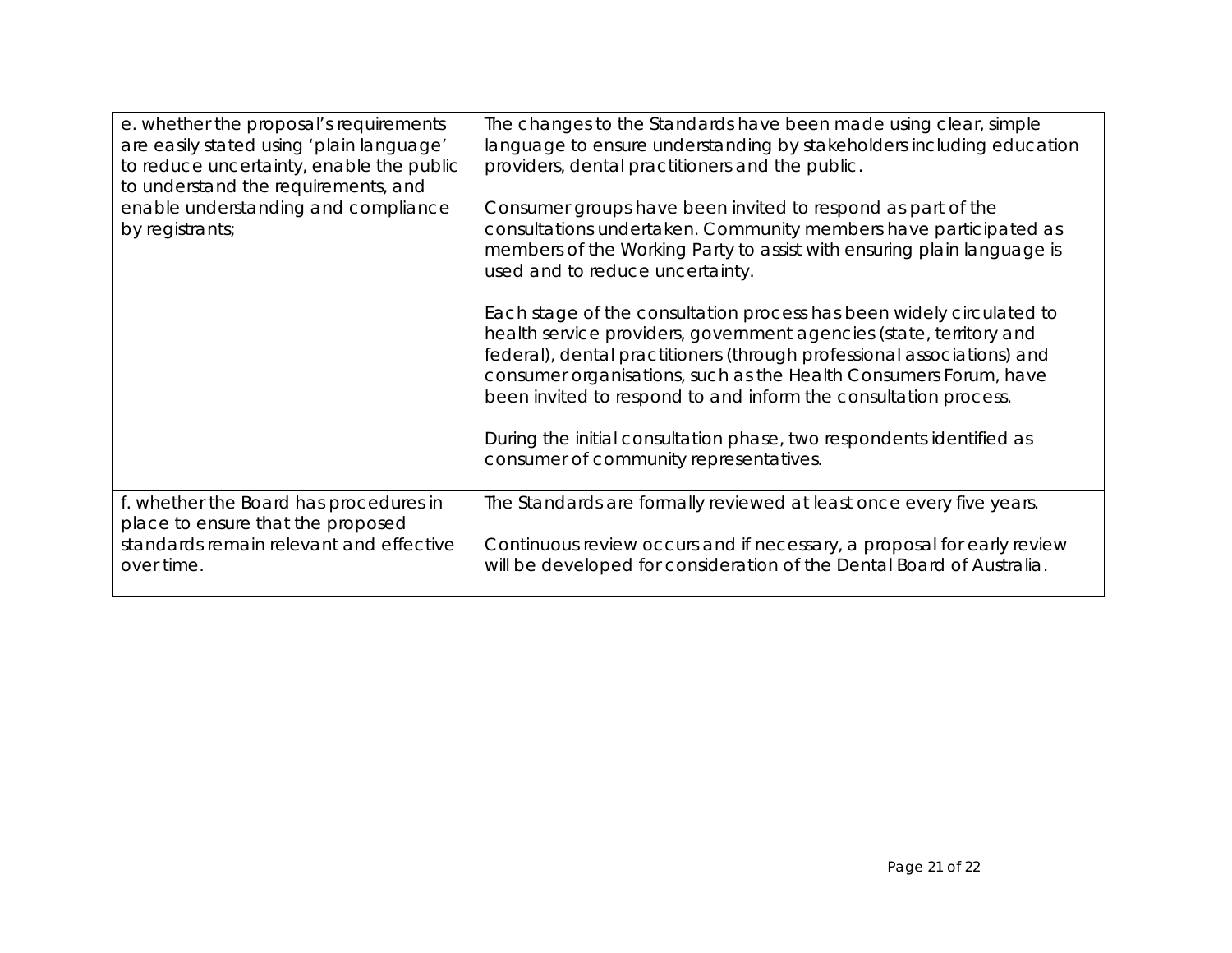| | |
|---|---|
| e. whether the proposal's requirements are easily stated using 'plain language' to reduce uncertainty, enable the public to understand the requirements, and enable understanding and compliance by registrants; | The changes to the Standards have been made using clear, simple language to ensure understanding by stakeholders including education providers, dental practitioners and the public.<br><br>Consumer groups have been invited to respond as part of the consultations undertaken. Community members have participated as members of the Working Party to assist with ensuring plain language is used and to reduce uncertainty.<br><br>Each stage of the consultation process has been widely circulated to health service providers, government agencies (state, territory and federal), dental practitioners (through professional associations) and consumer organisations, such as the Health Consumers Forum, have been invited to respond to and inform the consultation process.<br><br>During the initial consultation phase, two respondents identified as consumer of community representatives. |
| f. whether the Board has procedures in place to ensure that the proposed standards remain relevant and effective over time. | The Standards are formally reviewed at least once every five years.<br><br>Continuous review occurs and if necessary, a proposal for early review will be developed for consideration of the Dental Board of Australia. |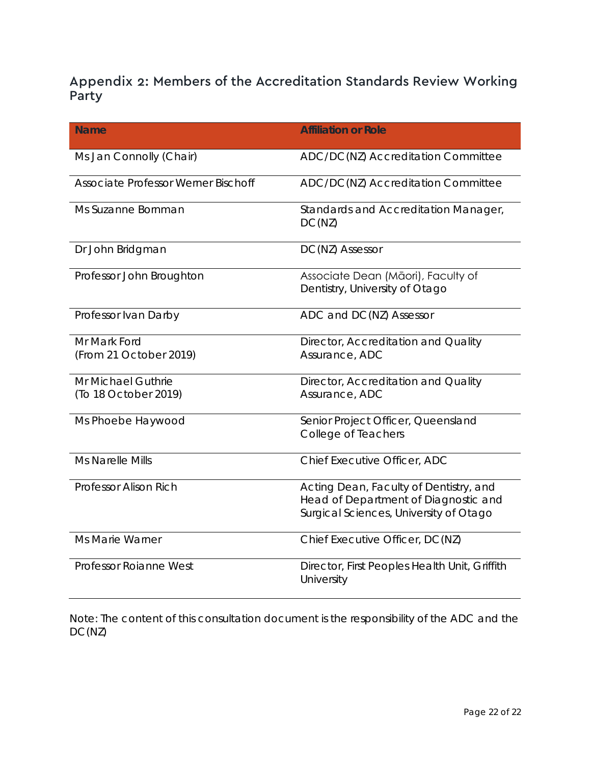## Appendix 2: Members of the Accreditation Standards Review Working Party

| Name | Affiliation or Role |
|---|---|
| Ms Jan Connolly (Chair) | ADC/DC(NZ) Accreditation Committee |
| Associate Professor Werner Bischoff | ADC/DC(NZ) Accreditation Committee |
| Ms Suzanne Bornman | Standards and Accreditation Manager, DC(NZ) |
| Dr John Bridgman | DC(NZ) Assessor |
| Professor John Broughton | Associate Dean (Māori), Faculty of Dentistry, University of Otago |
| Professor Ivan Darby | ADC and DC(NZ) Assessor |
| Mr Mark Ford (From 21 October 2019) | Director, Accreditation and Quality Assurance, ADC |
| Mr Michael Guthrie (To 18 October 2019) | Director, Accreditation and Quality Assurance, ADC |
| Ms Phoebe Haywood | Senior Project Officer, Queensland College of Teachers |
| Ms Narelle Mills | Chief Executive Officer, ADC |
| Professor Alison Rich | Acting Dean, Faculty of Dentistry, and Head of Department of Diagnostic and Surgical Sciences, University of Otago |
| Ms Marie Warner | Chief Executive Officer, DC(NZ) |
| Professor Roianne West | Director, First Peoples Health Unit, Griffith University |

Note: The content of this consultation document is the responsibility of the ADC and the DC(NZ)